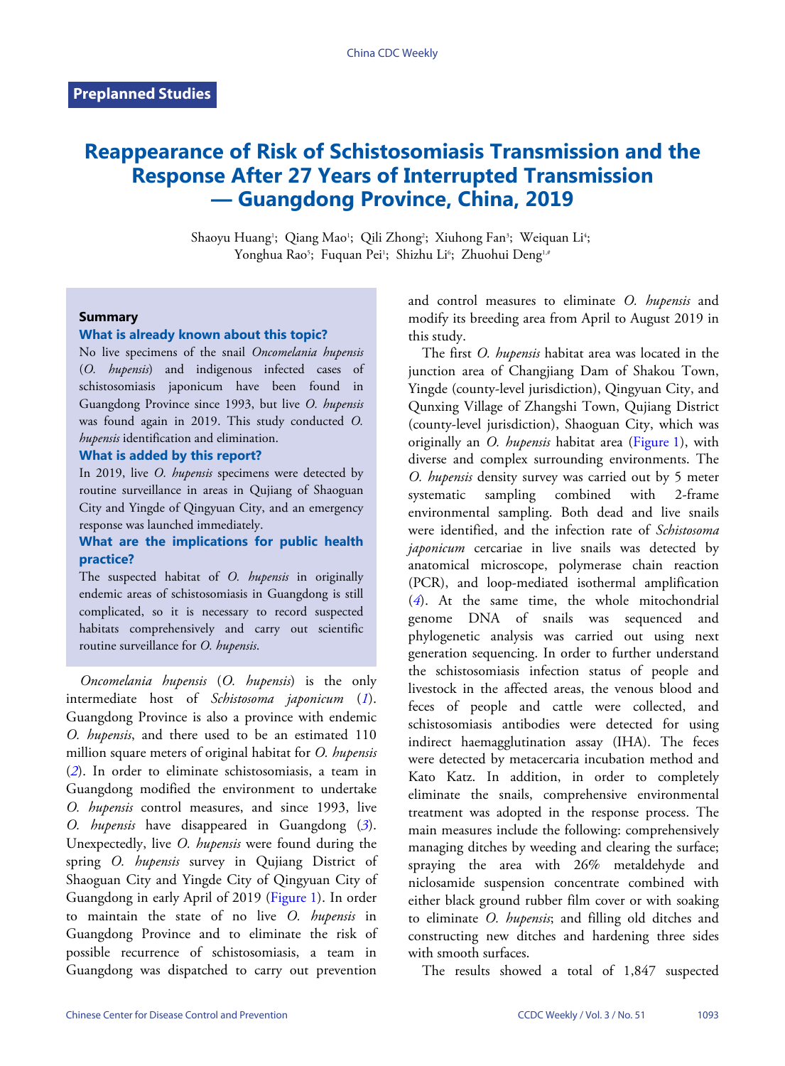Preplanned Studies

# Reappearance of Risk of Schistosomiasis Transmission and the Response After 27 Years of Interrupted Transmission — Guangdong Province, China, 2019

Shaoyu Huang[1]; Qiang Mao[1]; Qili Zhong[2]; Xiuhong Fan[3]; Weiquan Li[4]; Yonghua Rao[5]; Fuquan Pei[1]; Shizhu Li[6]; Zhuohui Deng[1,#]

## Summary

### What is already known about this topic?

No live specimens of the snail *Oncomelania hupensis* (*O. hupensis*) and indigenous infected cases of schistosomiasis japonicum have been found in Guangdong Province since 1993, but live *O. hupensis* was found again in 2019. This study conducted *O. hupensis* identification and elimination.

### What is added by this report?

In 2019, live *O. hupensis* specimens were detected by routine surveillance in areas in Qujiang of Shaoguan City and Yingde of Qingyuan City, and an emergency response was launched immediately.

### What are the implications for public health practice?

The suspected habitat of *O. hupensis* in originally endemic areas of schistosomiasis in Guangdong is still complicated, so it is necessary to record suspected habitats comprehensively and carry out scientific routine surveillance for *O. hupensis*.

*Oncomelania hupensis* (*O. hupensis*) is the only intermediate host of *Schistosoma japonicum* (*1*). Guangdong Province is also a province with endemic *O. hupensis*, and there used to be an estimated 110 million square meters of original habitat for *O. hupensis* (*2*). In order to eliminate schistosomiasis, a team in Guangdong modified the environment to undertake *O. hupensis* control measures, and since 1993, live *O. hupensis* have disappeared in Guangdong (*3*). Unexpectedly, live *O. hupensis* were found during the spring *O. hupensis* survey in Qujiang District of Shaoguan City and Yingde City of Qingyuan City of Guangdong in early April of 2019 (Figure 1). In order to maintain the state of no live *O. hupensis* in Guangdong Province and to eliminate the risk of possible recurrence of schistosomiasis, a team in Guangdong was dispatched to carry out prevention and control measures to eliminate *O. hupensis* and modify its breeding area from April to August 2019 in this study.

The first *O. hupensis* habitat area was located in the junction area of Changjiang Dam of Shakou Town, Yingde (county-level jurisdiction), Qingyuan City, and Qunxing Village of Zhangshi Town, Qujiang District (county-level jurisdiction), Shaoguan City, which was originally an *O. hupensis* habitat area (Figure 1), with diverse and complex surrounding environments. The *O. hupensis* density survey was carried out by 5 meter systematic sampling combined with 2-frame environmental sampling. Both dead and live snails were identified, and the infection rate of *Schistosoma japonicum* cercariae in live snails was detected by anatomical microscope, polymerase chain reaction (PCR), and loop-mediated isothermal amplification (*4*). At the same time, the whole mitochondrial genome DNA of snails was sequenced and phylogenetic analysis was carried out using next generation sequencing. In order to further understand the schistosomiasis infection status of people and livestock in the affected areas, the venous blood and feces of people and cattle were collected, and schistosomiasis antibodies were detected for using indirect haemagglutination assay (IHA). The feces were detected by metacercaria incubation method and Kato Katz. In addition, in order to completely eliminate the snails, comprehensive environmental treatment was adopted in the response process. The main measures include the following: comprehensively managing ditches by weeding and clearing the surface; spraying the area with 26% metaldehyde and niclosamide suspension concentrate combined with either black ground rubber film cover or with soaking to eliminate *O. hupensis*; and filling old ditches and constructing new ditches and hardening three sides with smooth surfaces.

The results showed a total of 1,847 suspected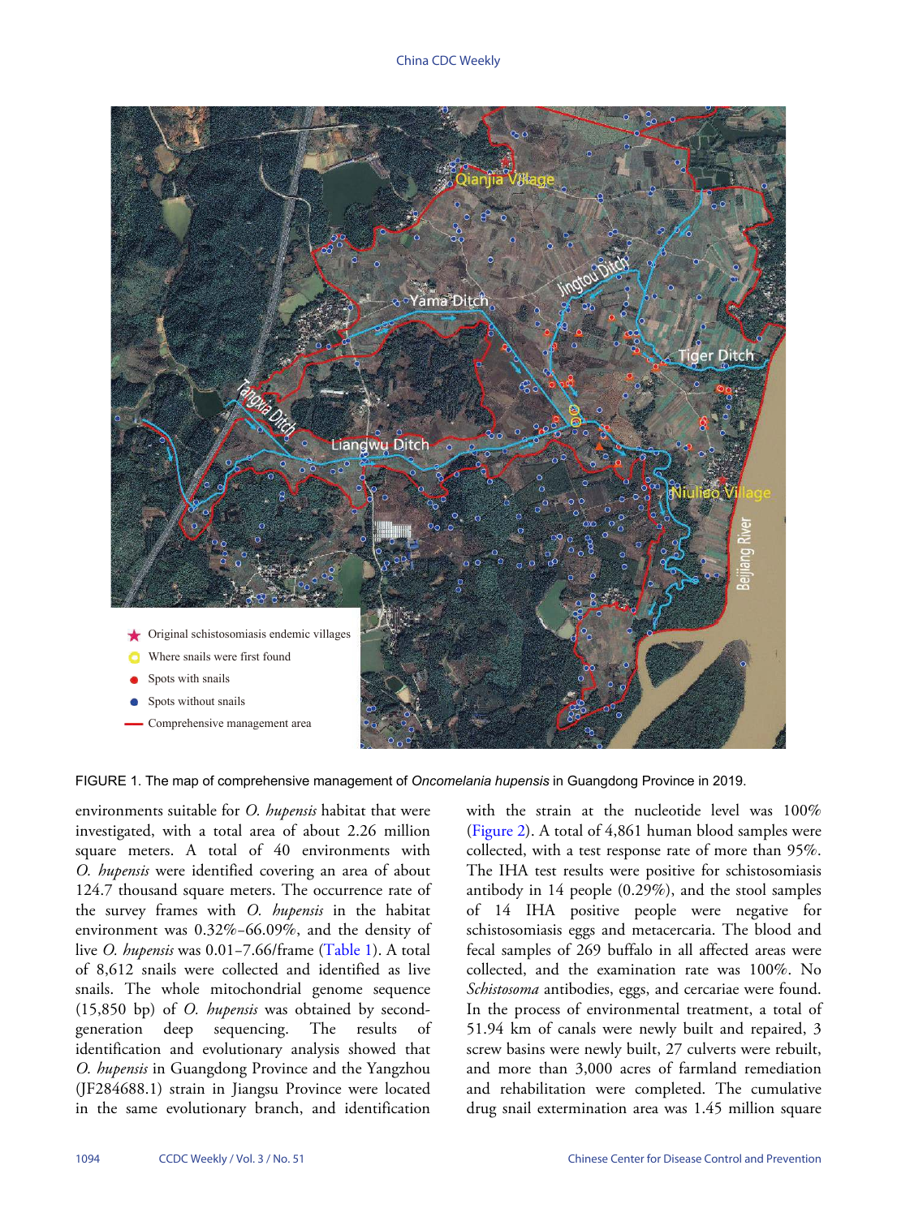FIGURE 1. The map of comprehensive management of *Oncomelania hupensis* in Guangdong Province in 2019.

environments suitable for *O. hupensis* habitat that were investigated, with a total area of about 2.26 million square meters. A total of 40 environments with *O. hupensis* were identified covering an area of about 124.7 thousand square meters. The occurrence rate of the survey frames with *O. hupensis* in the habitat environment was 0.32%–66.09%, and the density of live *O. hupensis* was 0.01–7.66/frame (Table 1). A total of 8,612 snails were collected and identified as live snails. The whole mitochondrial genome sequence (15,850 bp) of *O. hupensis* was obtained by second-generation deep sequencing. The results of identification and evolutionary analysis showed that *O. hupensis* in Guangdong Province and the Yangzhou (JF284688.1) strain in Jiangsu Province were located in the same evolutionary branch, and identification with the strain at the nucleotide level was 100% (Figure 2). A total of 4,861 human blood samples were collected, with a test response rate of more than 95%. The IHA test results were positive for schistosomiasis antibody in 14 people (0.29%), and the stool samples of 14 IHA positive people were negative for schistosomiasis eggs and metacercaria. The blood and fecal samples of 269 buffalo in all affected areas were collected, and the examination rate was 100%. No *Schistosoma* antibodies, eggs, and cercariae were found. In the process of environmental treatment, a total of 51.94 km of canals were newly built and repaired, 3 screw basins were newly built, 27 culverts were rebuilt, and more than 3,000 acres of farmland remediation and rehabilitation were completed. The cumulative drug snail extermination area was 1.45 million square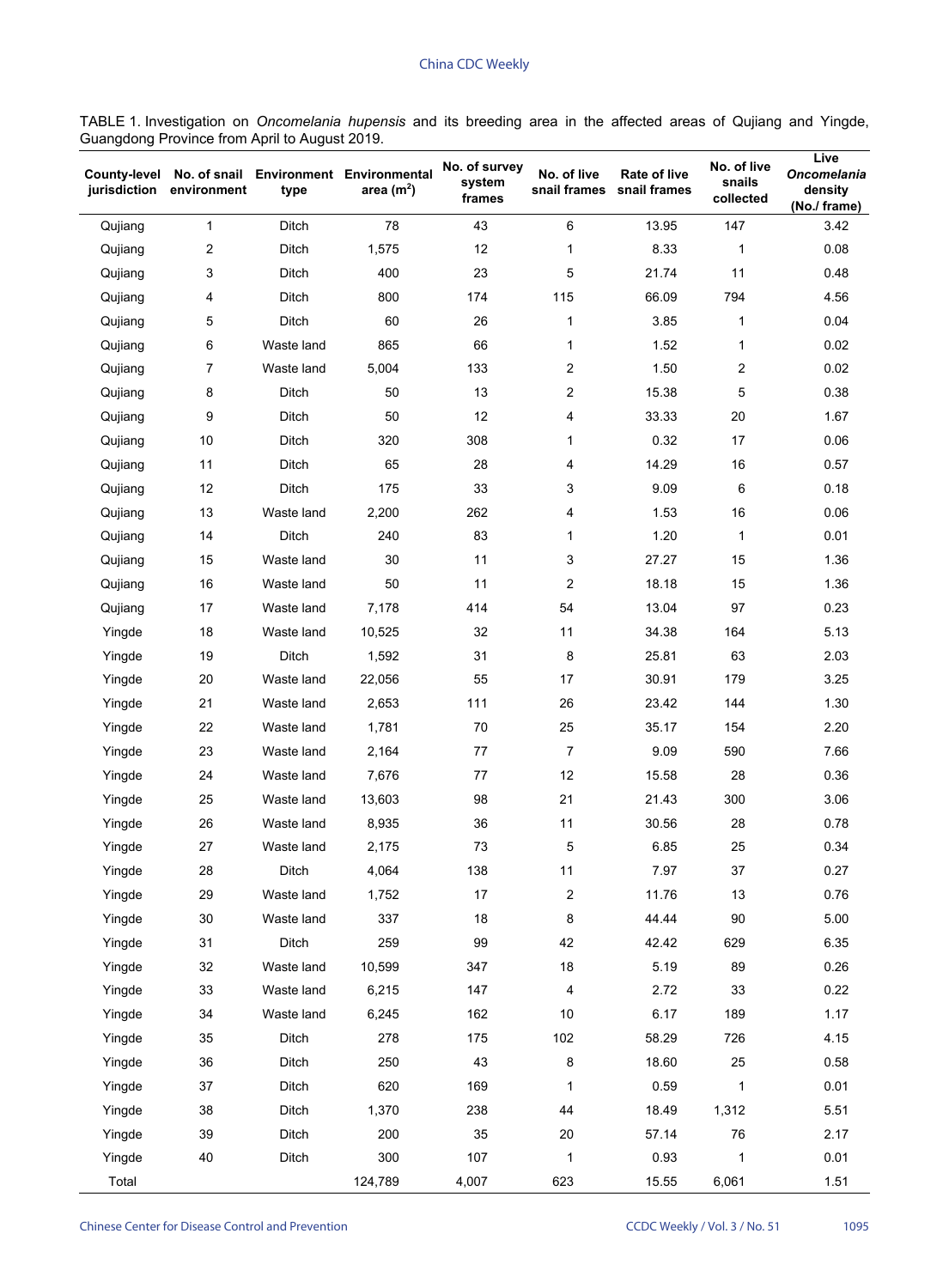TABLE 1. Investigation on *Oncomelania hupensis* and its breeding area in the affected areas of Qujiang and Yingde, Guangdong Province from April to August 2019.

| County-level jurisdiction | No. of snail environment | Environment type | Environmental area ($m^2$) | No. of survey system frames | No. of live snail frames | Rate of live snail frames | No. of live snails collected | Live *Oncomelania* density (No./ frame) |
|---|---|---|---|---|---|---|---|---|
| Qujiang | 1 | Ditch | 78 | 43 | 6 | 13.95 | 147 | 3.42 |
| Qujiang | 2 | Ditch | 1,575 | 12 | 1 | 8.33 | 1 | 0.08 |
| Qujiang | 3 | Ditch | 400 | 23 | 5 | 21.74 | 11 | 0.48 |
| Qujiang | 4 | Ditch | 800 | 174 | 115 | 66.09 | 794 | 4.56 |
| Qujiang | 5 | Ditch | 60 | 26 | 1 | 3.85 | 1 | 0.04 |
| Qujiang | 6 | Waste land | 865 | 66 | 1 | 1.52 | 1 | 0.02 |
| Qujiang | 7 | Waste land | 5,004 | 133 | 2 | 1.50 | 2 | 0.02 |
| Qujiang | 8 | Ditch | 50 | 13 | 2 | 15.38 | 5 | 0.38 |
| Qujiang | 9 | Ditch | 50 | 12 | 4 | 33.33 | 20 | 1.67 |
| Qujiang | 10 | Ditch | 320 | 308 | 1 | 0.32 | 17 | 0.06 |
| Qujiang | 11 | Ditch | 65 | 28 | 4 | 14.29 | 16 | 0.57 |
| Qujiang | 12 | Ditch | 175 | 33 | 3 | 9.09 | 6 | 0.18 |
| Qujiang | 13 | Waste land | 2,200 | 262 | 4 | 1.53 | 16 | 0.06 |
| Qujiang | 14 | Ditch | 240 | 83 | 1 | 1.20 | 1 | 0.01 |
| Qujiang | 15 | Waste land | 30 | 11 | 3 | 27.27 | 15 | 1.36 |
| Qujiang | 16 | Waste land | 50 | 11 | 2 | 18.18 | 15 | 1.36 |
| Qujiang | 17 | Waste land | 7,178 | 414 | 54 | 13.04 | 97 | 0.23 |
| Yingde | 18 | Waste land | 10,525 | 32 | 11 | 34.38 | 164 | 5.13 |
| Yingde | 19 | Ditch | 1,592 | 31 | 8 | 25.81 | 63 | 2.03 |
| Yingde | 20 | Waste land | 22,056 | 55 | 17 | 30.91 | 179 | 3.25 |
| Yingde | 21 | Waste land | 2,653 | 111 | 26 | 23.42 | 144 | 1.30 |
| Yingde | 22 | Waste land | 1,781 | 70 | 25 | 35.17 | 154 | 2.20 |
| Yingde | 23 | Waste land | 2,164 | 77 | 7 | 9.09 | 590 | 7.66 |
| Yingde | 24 | Waste land | 7,676 | 77 | 12 | 15.58 | 28 | 0.36 |
| Yingde | 25 | Waste land | 13,603 | 98 | 21 | 21.43 | 300 | 3.06 |
| Yingde | 26 | Waste land | 8,935 | 36 | 11 | 30.56 | 28 | 0.78 |
| Yingde | 27 | Waste land | 2,175 | 73 | 5 | 6.85 | 25 | 0.34 |
| Yingde | 28 | Ditch | 4,064 | 138 | 11 | 7.97 | 37 | 0.27 |
| Yingde | 29 | Waste land | 1,752 | 17 | 2 | 11.76 | 13 | 0.76 |
| Yingde | 30 | Waste land | 337 | 18 | 8 | 44.44 | 90 | 5.00 |
| Yingde | 31 | Ditch | 259 | 99 | 42 | 42.42 | 629 | 6.35 |
| Yingde | 32 | Waste land | 10,599 | 347 | 18 | 5.19 | 89 | 0.26 |
| Yingde | 33 | Waste land | 6,215 | 147 | 4 | 2.72 | 33 | 0.22 |
| Yingde | 34 | Waste land | 6,245 | 162 | 10 | 6.17 | 189 | 1.17 |
| Yingde | 35 | Ditch | 278 | 175 | 102 | 58.29 | 726 | 4.15 |
| Yingde | 36 | Ditch | 250 | 43 | 8 | 18.60 | 25 | 0.58 |
| Yingde | 37 | Ditch | 620 | 169 | 1 | 0.59 | 1 | 0.01 |
| Yingde | 38 | Ditch | 1,370 | 238 | 44 | 18.49 | 1,312 | 5.51 |
| Yingde | 39 | Ditch | 200 | 35 | 20 | 57.14 | 76 | 2.17 |
| Yingde | 40 | Ditch | 300 | 107 | 1 | 0.93 | 1 | 0.01 |
| Total | | | 124,789 | 4,007 | 623 | 15.55 | 6,061 | 1.51 |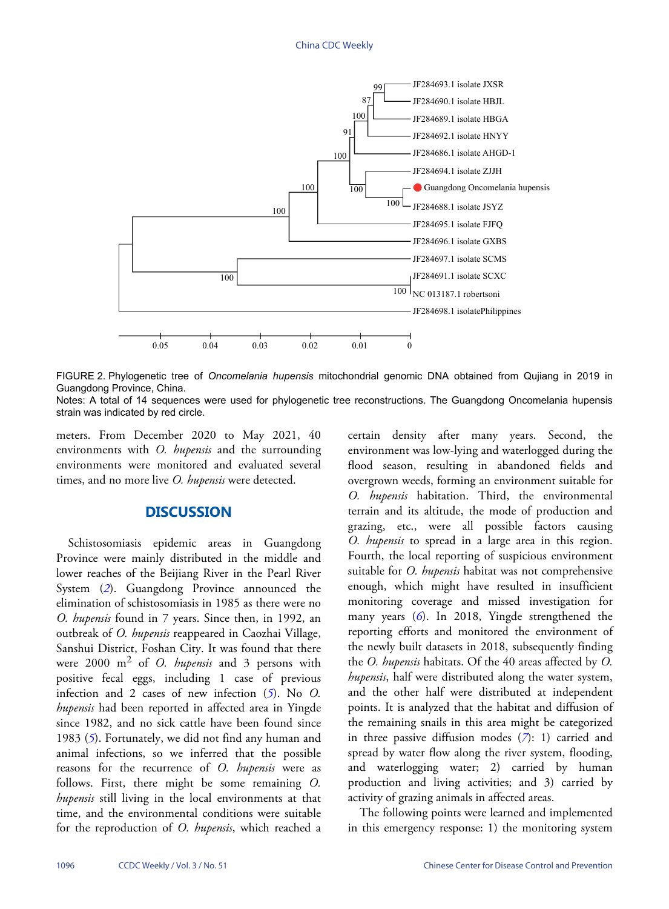FIGURE 2. Phylogenetic tree of *Oncomelania hupensis* mitochondrial genomic DNA obtained from Qujiang in 2019 in Guangdong Province, China.

Notes: A total of 14 sequences were used for phylogenetic tree reconstructions. The Guangdong Oncomelania hupensis strain was indicated by red circle.

meters. From December 2020 to May 2021, 40 environments with *O. hupensis* and the surrounding environments were monitored and evaluated several times, and no more live *O. hupensis* were detected.

## DISCUSSION

Schistosomiasis epidemic areas in Guangdong Province were mainly distributed in the middle and lower reaches of the Beijiang River in the Pearl River System (*2*). Guangdong Province announced the elimination of schistosomiasis in 1985 as there were no *O. hupensis* found in 7 years. Since then, in 1992, an outbreak of *O. hupensis* reappeared in Caozhai Village, Sanshui District, Foshan City. It was found that there were 2000 $m^2$ of *O. hupensis* and 3 persons with positive fecal eggs, including 1 case of previous infection and 2 cases of new infection (*5*). No *O. hupensis* had been reported in affected area in Yingde since 1982, and no sick cattle have been found since 1983 (*5*). Fortunately, we did not find any human and animal infections, so we inferred that the possible reasons for the recurrence of *O. hupensis* were as follows. First, there might be some remaining *O. hupensis* still living in the local environments at that time, and the environmental conditions were suitable for the reproduction of *O. hupensis*, which reached a certain density after many years. Second, the environment was low-lying and waterlogged during the flood season, resulting in abandoned fields and overgrown weeds, forming an environment suitable for *O. hupensis* habitation. Third, the environmental terrain and its altitude, the mode of production and grazing, etc., were all possible factors causing *O. hupensis* to spread in a large area in this region. Fourth, the local reporting of suspicious environment suitable for *O. hupensis* habitat was not comprehensive enough, which might have resulted in insufficient monitoring coverage and missed investigation for many years (*6*). In 2018, Yingde strengthened the reporting efforts and monitored the environment of the newly built datasets in 2018, subsequently finding the *O. hupensis* habitats. Of the 40 areas affected by *O. hupensis*, half were distributed along the water system, and the other half were distributed at independent points. It is analyzed that the habitat and diffusion of the remaining snails in this area might be categorized in three passive diffusion modes (*7*): 1) carried and spread by water flow along the river system, flooding, and waterlogging water; 2) carried by human production and living activities; and 3) carried by activity of grazing animals in affected areas.

The following points were learned and implemented in this emergency response: 1) the monitoring system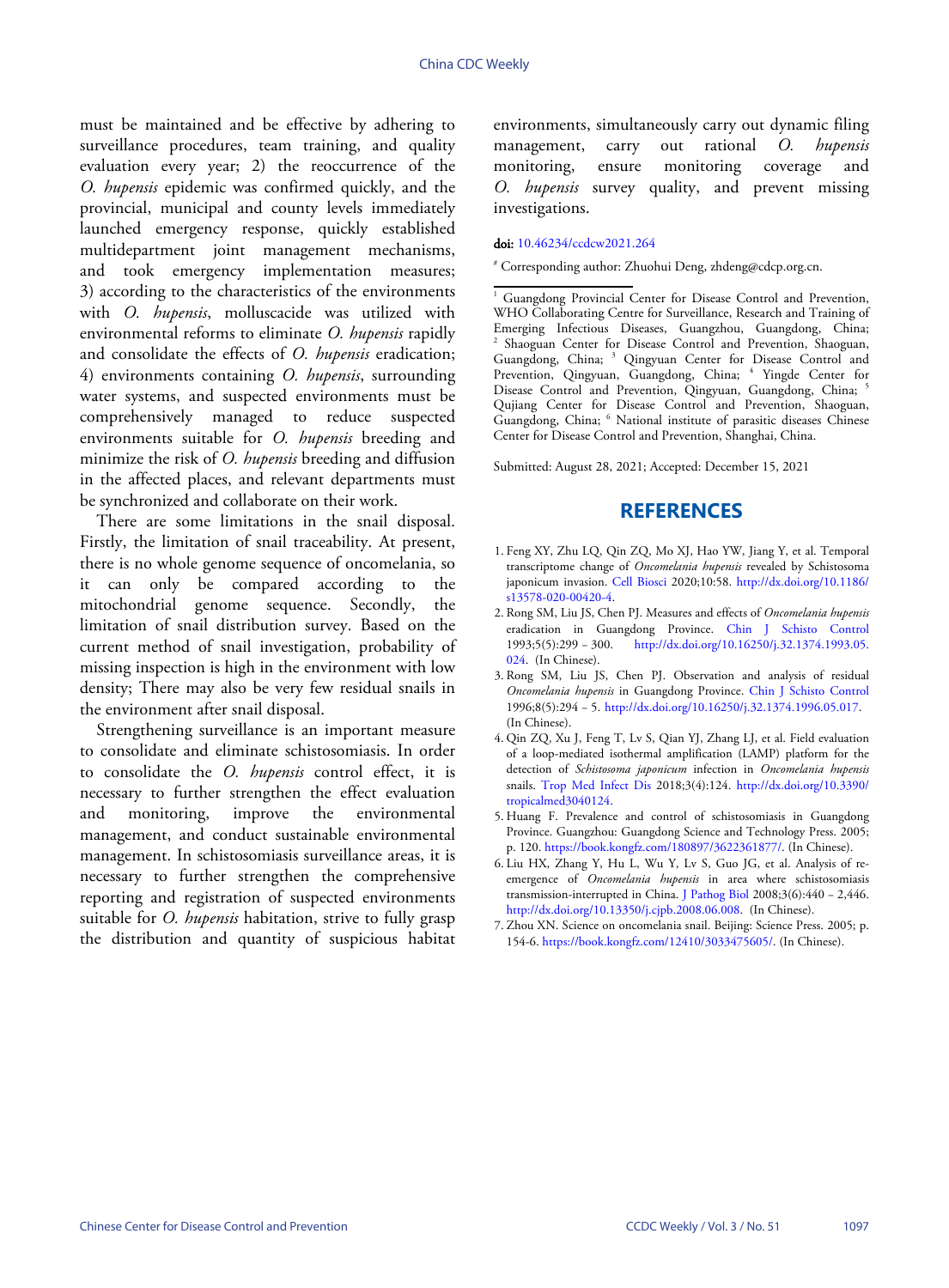must be maintained and be effective by adhering to surveillance procedures, team training, and quality evaluation every year; 2) the reoccurrence of the *O. hupensis* epidemic was confirmed quickly, and the provincial, municipal and county levels immediately launched emergency response, quickly established multidepartment joint management mechanisms, and took emergency implementation measures; 3) according to the characteristics of the environments with *O. hupensis*, molluscacide was utilized with environmental reforms to eliminate *O. hupensis* rapidly and consolidate the effects of *O. hupensis* eradication; 4) environments containing *O. hupensis*, surrounding water systems, and suspected environments must be comprehensively managed to reduce suspected environments suitable for *O. hupensis* breeding and minimize the risk of *O. hupensis* breeding and diffusion in the affected places, and relevant departments must be synchronized and collaborate on their work.

There are some limitations in the snail disposal. Firstly, the limitation of snail traceability. At present, there is no whole genome sequence of oncomelania, so it can only be compared according to the mitochondrial genome sequence. Secondly, the limitation of snail distribution survey. Based on the current method of snail investigation, probability of missing inspection is high in the environment with low density; There may also be very few residual snails in the environment after snail disposal.

Strengthening surveillance is an important measure to consolidate and eliminate schistosomiasis. In order to consolidate the *O. hupensis* control effect, it is necessary to further strengthen the effect evaluation and monitoring, improve the environmental management, and conduct sustainable environmental management. In schistosomiasis surveillance areas, it is necessary to further strengthen the comprehensive reporting and registration of suspected environments suitable for *O. hupensis* habitation, strive to fully grasp the distribution and quantity of suspicious habitat environments, simultaneously carry out dynamic filing management, carry out rational *O. hupensis* monitoring, ensure monitoring coverage and *O. hupensis* survey quality, and prevent missing investigations.

**doi:** 10.46234/ccdcw2021.264

[#] Corresponding author: Zhuohui Deng, zhdeng@cdcp.org.cn.

[1] Guangdong Provincial Center for Disease Control and Prevention, WHO Collaborating Centre for Surveillance, Research and Training of Emerging Infectious Diseases, Guangzhou, Guangdong, China; [2] Shaoguan Center for Disease Control and Prevention, Shaoguan, Guangdong, China; [3] Qingyuan Center for Disease Control and Prevention, Qingyuan, Guangdong, China; [4] Yingde Center for Disease Control and Prevention, Qingyuan, Guangdong, China; [5] Qujiang Center for Disease Control and Prevention, Shaoguan, Guangdong, China; [6] National institute of parasitic diseases Chinese Center for Disease Control and Prevention, Shanghai, China.

Submitted: August 28, 2021; Accepted: December 15, 2021

## REFERENCES

1. Feng XY, Zhu LQ, Qin ZQ, Mo XJ, Hao YW, Jiang Y, et al. Temporal transcriptome change of *Oncomelania hupensis* revealed by Schistosoma japonicum invasion. Cell Biosci 2020;10:58. http://dx.doi.org/10.1186/s13578-020-00420-4.
2. Rong SM, Liu JS, Chen PJ. Measures and effects of *Oncomelania hupensis* eradication in Guangdong Province. Chin J Schisto Control 1993;5(5):299 – 300. http://dx.doi.org/10.16250/j.32.1374.1993.05.024. (In Chinese).
3. Rong SM, Liu JS, Chen PJ. Observation and analysis of residual *Oncomelania hupensis* in Guangdong Province. Chin J Schisto Control 1996;8(5):294 – 5. http://dx.doi.org/10.16250/j.32.1374.1996.05.017. (In Chinese).
4. Qin ZQ, Xu J, Feng T, Lv S, Qian YJ, Zhang LJ, et al. Field evaluation of a loop-mediated isothermal amplification (LAMP) platform for the detection of *Schistosoma japonicum* infection in *Oncomelania hupensis* snails. Trop Med Infect Dis 2018;3(4):124. http://dx.doi.org/10.3390/tropicalmed3040124.
5. Huang F. Prevalence and control of schistosomiasis in Guangdong Province. Guangzhou: Guangdong Science and Technology Press. 2005; p. 120. https://book.kongfz.com/180897/3622361877/. (In Chinese).
6. Liu HX, Zhang Y, Hu L, Wu Y, Lv S, Guo JG, et al. Analysis of re-emergence of *Oncomelania hupensis* in area where schistosomiasis transmission-interrupted in China. J Pathog Biol 2008;3(6):440 – 2,446. http://dx.doi.org/10.13350/j.cjpb.2008.06.008. (In Chinese).
7. Zhou XN. Science on oncomelania snail. Beijing: Science Press. 2005; p. 154-6. https://book.kongfz.com/12410/3033475605/. (In Chinese).